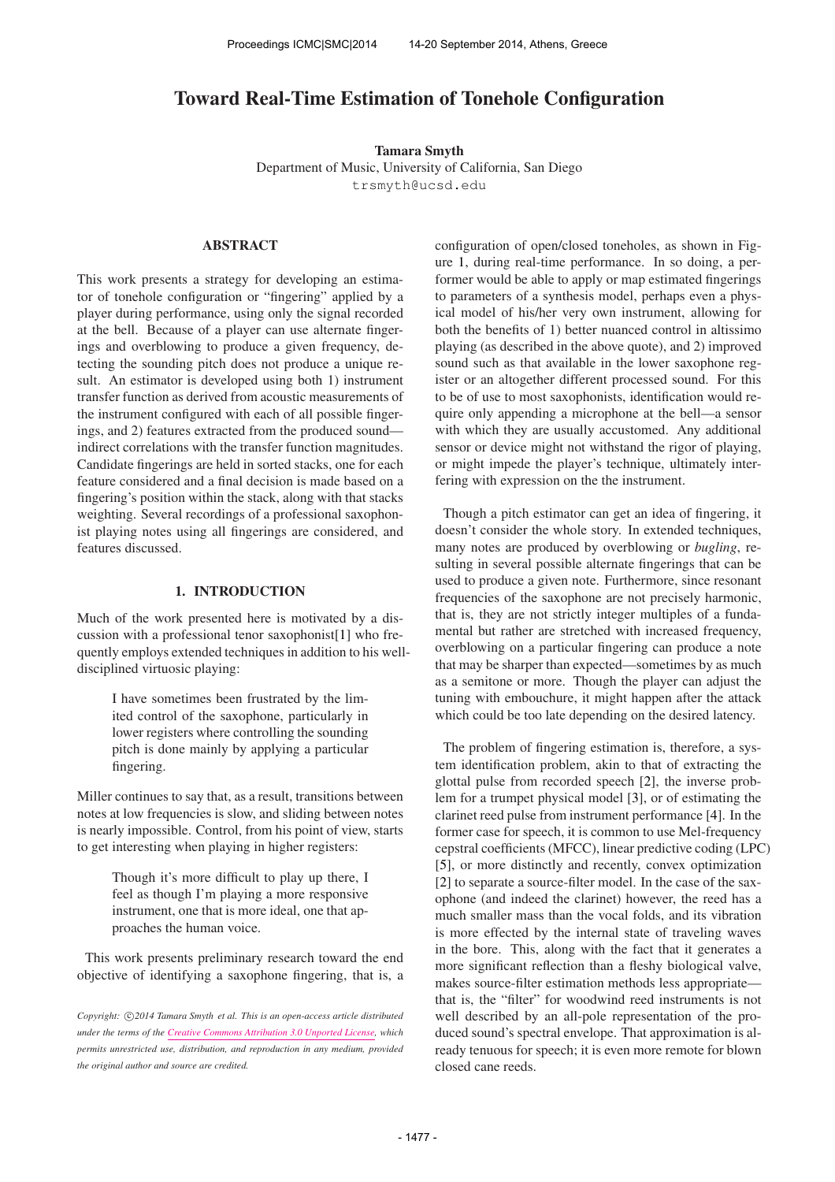# Toward Real-Time Estimation of Tonehole Configuration

**Tamara Smyth**
Department of Music, University of California, San Diego
trsmyth@ucsd.edu

## ABSTRACT

This work presents a strategy for developing an estimator of tonehole configuration or "fingering" applied by a player during performance, using only the signal recorded at the bell. Because of a player can use alternate fingerings and overblowing to produce a given frequency, detecting the sounding pitch does not produce a unique result. An estimator is developed using both 1) instrument transfer function as derived from acoustic measurements of the instrument configured with each of all possible fingerings, and 2) features extracted from the produced sound—indirect correlations with the transfer function magnitudes. Candidate fingerings are held in sorted stacks, one for each feature considered and a final decision is made based on a fingering's position within the stack, along with that stacks weighting. Several recordings of a professional saxophonist playing notes using all fingerings are considered, and features discussed.

## 1. INTRODUCTION

Much of the work presented here is motivated by a discussion with a professional tenor saxophonist[1] who frequently employs extended techniques in addition to his well-disciplined virtuosic playing:

> I have sometimes been frustrated by the limited control of the saxophone, particularly in lower registers where controlling the sounding pitch is done mainly by applying a particular fingering.

Miller continues to say that, as a result, transitions between notes at low frequencies is slow, and sliding between notes is nearly impossible. Control, from his point of view, starts to get interesting when playing in higher registers:

> Though it's more difficult to play up there, I feel as though I'm playing a more responsive instrument, one that is more ideal, one that approaches the human voice.

This work presents preliminary research toward the end objective of identifying a saxophone fingering, that is, a configuration of open/closed toneholes, as shown in Figure 1, during real-time performance. In so doing, a performer would be able to apply or map estimated fingerings to parameters of a synthesis model, perhaps even a physical model of his/her very own instrument, allowing for both the benefits of 1) better nuanced control in altissimo playing (as described in the above quote), and 2) improved sound such as that available in the lower saxophone register or an altogether different processed sound. For this to be of use to most saxophonists, identification would require only appending a microphone at the bell—a sensor with which they are usually accustomed. Any additional sensor or device might not withstand the rigor of playing, or might impede the player's technique, ultimately interfering with expression on the the instrument.

Though a pitch estimator can get an idea of fingering, it doesn't consider the whole story. In extended techniques, many notes are produced by overblowing or *bugling*, resulting in several possible alternate fingerings that can be used to produce a given note. Furthermore, since resonant frequencies of the saxophone are not precisely harmonic, that is, they are not strictly integer multiples of a fundamental but rather are stretched with increased frequency, overblowing on a particular fingering can produce a note that may be sharper than expected—sometimes by as much as a semitone or more. Though the player can adjust the tuning with embouchure, it might happen after the attack which could be too late depending on the desired latency.

The problem of fingering estimation is, therefore, a system identification problem, akin to that of extracting the glottal pulse from recorded speech [2], the inverse problem for a trumpet physical model [3], or of estimating the clarinet reed pulse from instrument performance [4]. In the former case for speech, it is common to use Mel-frequency cepstral coefficients (MFCC), linear predictive coding (LPC) [5], or more distinctly and recently, convex optimization [2] to separate a source-filter model. In the case of the saxophone (and indeed the clarinet) however, the reed has a much smaller mass than the vocal folds, and its vibration is more effected by the internal state of traveling waves in the bore. This, along with the fact that it generates a more significant reflection than a fleshy biological valve, makes source-filter estimation methods less appropriate—that is, the "filter" for woodwind reed instruments is not well described by an all-pole representation of the produced sound's spectral envelope. That approximation is already tenuous for speech; it is even more remote for blown closed cane reeds.

*Copyright: ©2014 Tamara Smyth et al. This is an open-access article distributed under the terms of the Creative Commons Attribution 3.0 Unported License, which permits unrestricted use, distribution, and reproduction in any medium, provided the original author and source are credited.*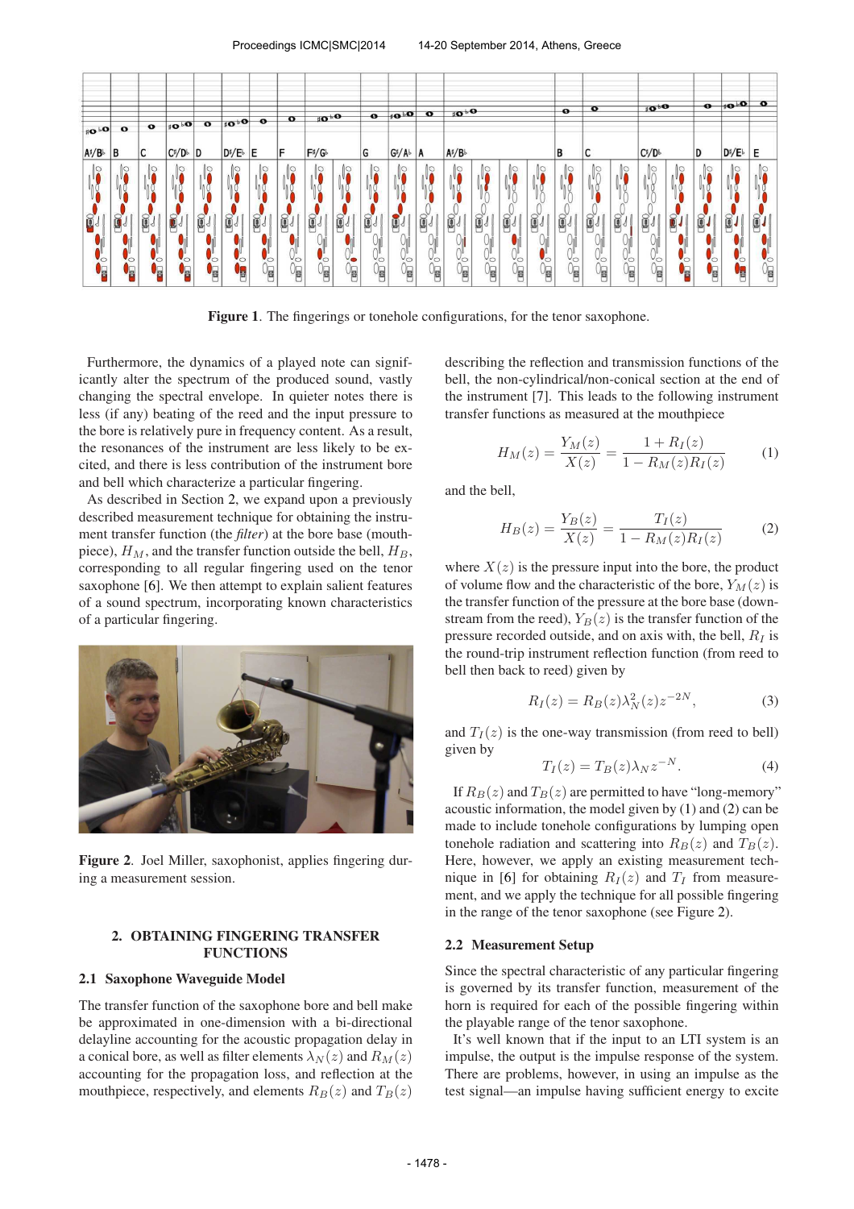Figure 1. The fingerings or tonehole configurations, for the tenor saxophone.

Furthermore, the dynamics of a played note can significantly alter the spectrum of the produced sound, vastly changing the spectral envelope. In quieter notes there is less (if any) beating of the reed and the input pressure to the bore is relatively pure in frequency content. As a result, the resonances of the instrument are less likely to be excited, and there is less contribution of the instrument bore and bell which characterize a particular fingering.

As described in Section 2, we expand upon a previously described measurement technique for obtaining the instrument transfer function (the *filter*) at the bore base (mouthpiece), $H_M$, and the transfer function outside the bell, $H_B$, corresponding to all regular fingering used on the tenor saxophone [6]. We then attempt to explain salient features of a sound spectrum, incorporating known characteristics of a particular fingering.

Figure 2. Joel Miller, saxophonist, applies fingering during a measurement session.

## 2. OBTAINING FINGERING TRANSFER FUNCTIONS

### 2.1 Saxophone Waveguide Model

The transfer function of the saxophone bore and bell make be approximated in one-dimension with a bi-directional delayline accounting for the acoustic propagation delay in a conical bore, as well as filter elements $\lambda_N(z)$ and $R_M(z)$ accounting for the propagation loss, and reflection at the mouthpiece, respectively, and elements $R_B(z)$ and $T_B(z)$ describing the reflection and transmission functions of the bell, the non-cylindrical/non-conical section at the end of the instrument [7]. This leads to the following instrument transfer functions as measured at the mouthpiece

$$H_M(z) = \frac{Y_M(z)}{X(z)} = \frac{1 + R_I(z)}{1 - R_M(z)R_I(z)} \tag{1}$$

and the bell,

$$H_B(z) = \frac{Y_B(z)}{X(z)} = \frac{T_I(z)}{1 - R_M(z)R_I(z)} \tag{2}$$

where $X(z)$ is the pressure input into the bore, the product of volume flow and the characteristic of the bore, $Y_M(z)$ is the transfer function of the pressure at the bore base (downstream from the reed), $Y_B(z)$ is the transfer function of the pressure recorded outside, and on axis with, the bell, $R_I$ is the round-trip instrument reflection function (from reed to bell then back to reed) given by

$$R_I(z) = R_B(z)\lambda_N^2(z)z^{-2N}, \tag{3}$$

and $T_I(z)$ is the one-way transmission (from reed to bell) given by

$$T_I(z) = T_B(z)\lambda_N z^{-N}. \tag{4}$$

If $R_B(z)$ and $T_B(z)$ are permitted to have "long-memory" acoustic information, the model given by (1) and (2) can be made to include tonehole configurations by lumping open tonehole radiation and scattering into $R_B(z)$ and $T_B(z)$. Here, however, we apply an existing measurement technique in [6] for obtaining $R_I(z)$ and $T_I$ from measurement, and we apply the technique for all possible fingering in the range of the tenor saxophone (see Figure 2).

### 2.2 Measurement Setup

Since the spectral characteristic of any particular fingering is governed by its transfer function, measurement of the horn is required for each of the possible fingering within the playable range of the tenor saxophone.

It's well known that if the input to an LTI system is an impulse, the output is the impulse response of the system. There are problems, however, in using an impulse as the test signal—an impulse having sufficient energy to excite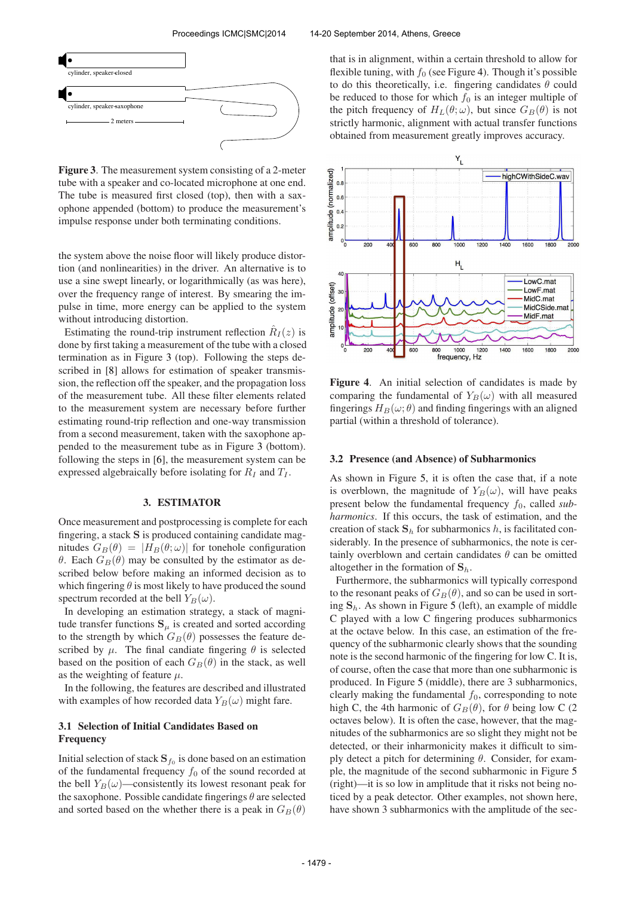**Figure 3**. The measurement system consisting of a 2-meter tube with a speaker and co-located microphone at one end. The tube is measured first closed (top), then with a saxophone appended (bottom) to produce the measurement's impulse response under both terminating conditions.

the system above the noise floor will likely produce distortion (and nonlinearities) in the driver. An alternative is to use a sine swept linearly, or logarithmically (as was here), over the frequency range of interest. By smearing the impulse in time, more energy can be applied to the system without introducing distortion.

Estimating the round-trip instrument reflection $\hat{R}_I(z)$ is done by first taking a measurement of the tube with a closed termination as in Figure 3 (top). Following the steps described in [8] allows for estimation of speaker transmission, the reflection off the speaker, and the propagation loss of the measurement tube. All these filter elements related to the measurement system are necessary before further estimating round-trip reflection and one-way transmission from a second measurement, taken with the saxophone appended to the measurement tube as in Figure 3 (bottom). following the steps in [6], the measurement system can be expressed algebraically before isolating for $R_I$ and $T_I$.

## 3. ESTIMATOR

Once measurement and postprocessing is complete for each fingering, a stack $\mathbf{S}$ is produced containing candidate magnitudes $G_B(\theta) = |H_B(\theta;\omega)|$ for tonehole configuration $\theta$. Each $G_B(\theta)$ may be consulted by the estimator as described below before making an informed decision as to which fingering $\theta$ is most likely to have produced the sound spectrum recorded at the bell $Y_B(\omega)$.

In developing an estimation strategy, a stack of magnitude transfer functions $\mathbf{S}_\mu$ is created and sorted according to the strength by which $G_B(\theta)$ possesses the feature described by $\mu$. The final candiate fingering $\theta$ is selected based on the position of each $G_B(\theta)$ in the stack, as well as the weighting of feature $\mu$.

In the following, the features are described and illustrated with examples of how recorded data $Y_B(\omega)$ might fare.

### 3.1 Selection of Initial Candidates Based on Frequency

Initial selection of stack $\mathbf{S}_{f_0}$ is done based on an estimation of the fundamental frequency $f_0$ of the sound recorded at the bell $Y_B(\omega)$—consistently its lowest resonant peak for the saxophone. Possible candidate fingerings $\theta$ are selected and sorted based on the whether there is a peak in $G_B(\theta)$ that is in alignment, within a certain threshold to allow for flexible tuning, with $f_0$ (see Figure 4). Though it's possible to do this theoretically, i.e. fingering candidates $\theta$ could be reduced to those for which $f_0$ is an integer multiple of the pitch frequency of $H_L(\theta;\omega)$, but since $G_B(\theta)$ is not strictly harmonic, alignment with actual transfer functions obtained from measurement greatly improves accuracy.

**Figure 4**. An initial selection of candidates is made by comparing the fundamental of $Y_B(\omega)$ with all measured fingerings $H_B(\omega;\theta)$ and finding fingerings with an aligned partial (within a threshold of tolerance).

### 3.2 Presence (and Absence) of Subharmonics

As shown in Figure 5, it is often the case that, if a note is overblown, the magnitude of $Y_B(\omega)$, will have peaks present below the fundamental frequency $f_0$, called *subharmonics*. If this occurs, the task of estimation, and the creation of stack $\mathbf{S}_h$ for subharmonics $h$, is facilitated considerably. In the presence of subharmonics, the note is certainly overblown and certain candidates $\theta$ can be omitted altogether in the formation of $\mathbf{S}_h$.

Furthermore, the subharmonics will typically correspond to the resonant peaks of $G_B(\theta)$, and so can be used in sorting $\mathbf{S}_h$. As shown in Figure 5 (left), an example of middle C played with a low C fingering produces subharmonics at the octave below. In this case, an estimation of the frequency of the subharmonic clearly shows that the sounding note is the second harmonic of the fingering for low C. It is, of course, often the case that more than one subharmonic is produced. In Figure 5 (middle), there are 3 subharmonics, clearly making the fundamental $f_0$, corresponding to note high C, the 4th harmonic of $G_B(\theta)$, for $\theta$ being low C (2 octaves below). It is often the case, however, that the magnitudes of the subharmonics are so slight they might not be detected, or their inharmonicity makes it difficult to simply detect a pitch for determining $\theta$. Consider, for example, the magnitude of the second subharmonic in Figure 5 (right)—it is so low in amplitude that it risks not being noticed by a peak detector. Other examples, not shown here, have shown 3 subharmonics with the amplitude of the sec-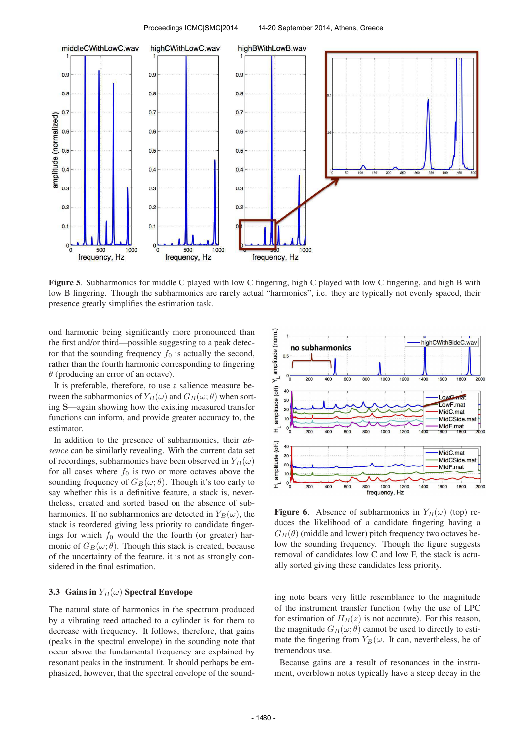**Figure 5**. Subharmonics for middle C played with low C fingering, high C played with low C fingering, and high B with low B fingering. Though the subharmonics are rarely actual "harmonics", i.e. they are typically not evenly spaced, their presence greatly simplifies the estimation task.

ond harmonic being significantly more pronounced than the first and/or third—possible suggesting to a peak detector that the sounding frequency $f_0$ is actually the second, rather than the fourth harmonic corresponding to fingering $\theta$ (producing an error of an octave).

It is preferable, therefore, to use a salience measure between the subharmonics of $Y_B(\omega)$ and $G_B(\omega;\theta)$ when sorting **S**—again showing how the existing measured transfer functions can inform, and provide greater accuracy to, the estimator.

In addition to the presence of subharmonics, their *absence* can be similarly revealing. With the current data set of recordings, subharmonics have been observed in $Y_B(\omega)$ for all cases where $f_0$ is two or more octaves above the sounding frequency of $G_B(\omega;\theta)$. Though it's too early to say whether this is a definitive feature, a stack is, nevertheless, created and sorted based on the absence of subharmonics. If no subharmonics are detected in $Y_B(\omega)$, the stack is reordered giving less priority to candidate fingerings for which $f_0$ would the the fourth (or greater) harmonic of $G_B(\omega;\theta)$. Though this stack is created, because of the uncertainty of the feature, it is not as strongly considered in the final estimation.

**Figure 6**. Absence of subharmonics in $Y_B(\omega)$ (top) reduces the likelihood of a candidate fingering having a $G_B(\theta)$ (middle and lower) pitch frequency two octaves below the sounding frequency. Though the figure suggests removal of candidates low C and low F, the stack is actually sorted giving these candidates less priority.

### 3.3 Gains in $Y_B(\omega)$ Spectral Envelope

The natural state of harmonics in the spectrum produced by a vibrating reed attached to a cylinder is for them to decrease with frequency. It follows, therefore, that gains (peaks in the spectral envelope) in the sounding note that occur above the fundamental frequency are explained by resonant peaks in the instrument. It should perhaps be emphasized, however, that the spectral envelope of the sounding note bears very little resemblance to the magnitude of the instrument transfer function (why the use of LPC for estimation of $H_B(z)$ is not accurate). For this reason, the magnitude $G_B(\omega;\theta)$ cannot be used to directly to estimate the fingering from $Y_B(\omega$. It can, nevertheless, be of tremendous use.

Because gains are a result of resonances in the instrument, overblown notes typically have a steep decay in the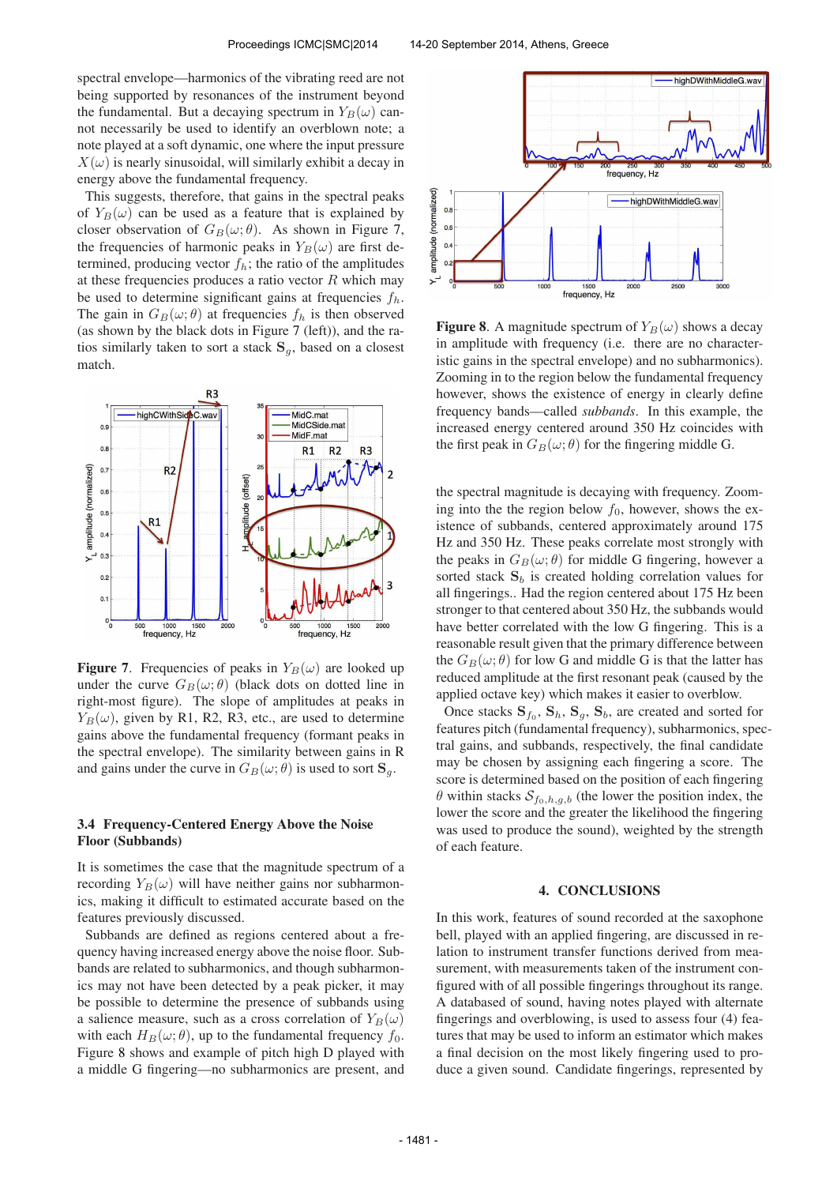spectral envelope—harmonics of the vibrating reed are not being supported by resonances of the instrument beyond the fundamental. But a decaying spectrum in $Y_B(\omega)$ cannot necessarily be used to identify an overblown note; a note played at a soft dynamic, one where the input pressure $X(\omega)$ is nearly sinusoidal, will similarly exhibit a decay in energy above the fundamental frequency.

This suggests, therefore, that gains in the spectral peaks of $Y_B(\omega)$ can be used as a feature that is explained by closer observation of $G_B(\omega;\theta)$. As shown in Figure 7, the frequencies of harmonic peaks in $Y_B(\omega)$ are first determined, producing vector $f_h$; the ratio of the amplitudes at these frequencies produces a ratio vector $R$ which may be used to determine significant gains at frequencies $f_h$. The gain in $G_B(\omega;\theta)$ is then observed (as shown by the black dots in Figure 7 (left)), and the ratios similarly taken to sort a stack $\mathbf{S}_g$, based on a closest match.

**Figure 7**. Frequencies of peaks in $Y_B(\omega)$ are looked up under the curve $G_B(\omega;\theta)$ (black dots on dotted line in right-most figure). The slope of amplitudes at peaks in $Y_B(\omega)$, given by R1, R2, R3, etc., are used to determine gains above the fundamental frequency (formant peaks in the spectral envelope). The similarity between gains in R and gains under the curve in $G_B(\omega;\theta)$ is used to sort $\mathbf{S}_g$.

### 3.4 Frequency-Centered Energy Above the Noise Floor (Subbands)

It is sometimes the case that the magnitude spectrum of a recording $Y_B(\omega)$ will have neither gains nor subharmonics, making it difficult to estimated accurate based on the features previously discussed.

Subbands are defined as regions centered about a frequency having increased energy above the noise floor. Subbands are related to subharmonics, and though subharmonics may not have been detected by a peak picker, it may be possible to determine the presence of subbands using a salience measure, such as a cross correlation of $Y_B(\omega)$ with each $H_B(\omega;\theta)$, up to the fundamental frequency $f_0$. Figure 8 shows and example of pitch high D played with a middle G fingering—no subharmonics are present, and the spectral magnitude is decaying with frequency. Zooming into the the region below $f_0$, however, shows the existence of subbands, centered approximately around 175 Hz and 350 Hz. These peaks correlate most strongly with the peaks in $G_B(\omega;\theta)$ for middle G fingering, however a sorted stack $\mathbf{S}_b$ is created holding correlation values for all fingerings.. Had the region centered about 175 Hz been stronger to that centered about 350 Hz, the subbands would have better correlated with the low G fingering. This is a reasonable result given that the primary difference between the $G_B(\omega;\theta)$ for low G and middle G is that the latter has reduced amplitude at the first resonant peak (caused by the applied octave key) which makes it easier to overblow.

**Figure 8**. A magnitude spectrum of $Y_B(\omega)$ shows a decay in amplitude with frequency (i.e. there are no characteristic gains in the spectral envelope) and no subharmonics). Zooming in to the region below the fundamental frequency however, shows the existence of energy in clearly define frequency bands—called *subbands*. In this example, the increased energy centered around 350 Hz coincides with the first peak in $G_B(\omega;\theta)$ for the fingering middle G.

Once stacks $\mathbf{S}_{f_0}$, $\mathbf{S}_h$, $\mathbf{S}_g$, $\mathbf{S}_b$, are created and sorted for features pitch (fundamental frequency), subharmonics, spectral gains, and subbands, respectively, the final candidate may be chosen by assigning each fingering a score. The score is determined based on the position of each fingering $\theta$ within stacks $\mathcal{S}_{f_0,h,g,b}$ (the lower the position index, the lower the score and the greater the likelihood the fingering was used to produce the sound), weighted by the strength of each feature.

## 4. CONCLUSIONS

In this work, features of sound recorded at the saxophone bell, played with an applied fingering, are discussed in relation to instrument transfer functions derived from measurement, with measurements taken of the instrument configured with of all possible fingerings throughout its range. A databased of sound, having notes played with alternate fingerings and overblowing, is used to assess four (4) features that may be used to inform an estimator which makes a final decision on the most likely fingering used to produce a given sound. Candidate fingerings, represented by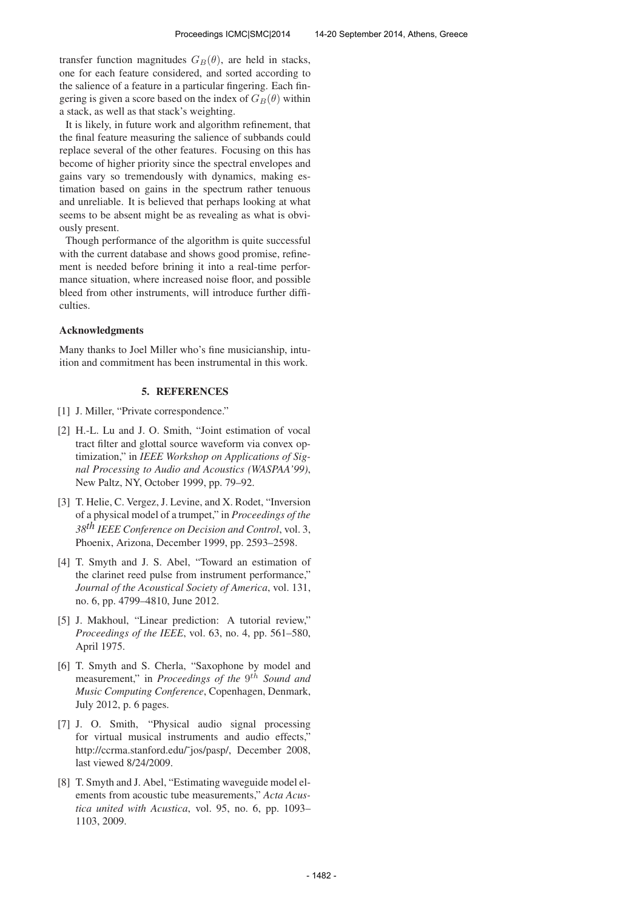transfer function magnitudes $G_B(\theta)$, are held in stacks, one for each feature considered, and sorted according to the salience of a feature in a particular fingering. Each fingering is given a score based on the index of $G_B(\theta)$ within a stack, as well as that stack's weighting.

It is likely, in future work and algorithm refinement, that the final feature measuring the salience of subbands could replace several of the other features. Focusing on this has become of higher priority since the spectral envelopes and gains vary so tremendously with dynamics, making estimation based on gains in the spectrum rather tenuous and unreliable. It is believed that perhaps looking at what seems to be absent might be as revealing as what is obviously present.

Though performance of the algorithm is quite successful with the current database and shows good promise, refinement is needed before brining it into a real-time performance situation, where increased noise floor, and possible bleed from other instruments, will introduce further difficulties.

### Acknowledgments

Many thanks to Joel Miller who's fine musicianship, intuition and commitment has been instrumental in this work.

## 5. REFERENCES

[1] J. Miller, "Private correspondence."

[2] H.-L. Lu and J. O. Smith, "Joint estimation of vocal tract filter and glottal source waveform via convex optimization," in *IEEE Workshop on Applications of Signal Processing to Audio and Acoustics (WASPAA'99)*, New Paltz, NY, October 1999, pp. 79–92.

[3] T. Helie, C. Vergez, J. Levine, and X. Rodet, "Inversion of a physical model of a trumpet," in *Proceedings of the 38th IEEE Conference on Decision and Control*, vol. 3, Phoenix, Arizona, December 1999, pp. 2593–2598.

[4] T. Smyth and J. S. Abel, "Toward an estimation of the clarinet reed pulse from instrument performance," *Journal of the Acoustical Society of America*, vol. 131, no. 6, pp. 4799–4810, June 2012.

[5] J. Makhoul, "Linear prediction: A tutorial review," *Proceedings of the IEEE*, vol. 63, no. 4, pp. 561–580, April 1975.

[6] T. Smyth and S. Cherla, "Saxophone by model and measurement," in *Proceedings of the 9th Sound and Music Computing Conference*, Copenhagen, Denmark, July 2012, p. 6 pages.

[7] J. O. Smith, "Physical audio signal processing for virtual musical instruments and audio effects," http://ccrma.stanford.edu/~jos/pasp/, December 2008, last viewed 8/24/2009.

[8] T. Smyth and J. Abel, "Estimating waveguide model elements from acoustic tube measurements," *Acta Acustica united with Acustica*, vol. 95, no. 6, pp. 1093–1103, 2009.